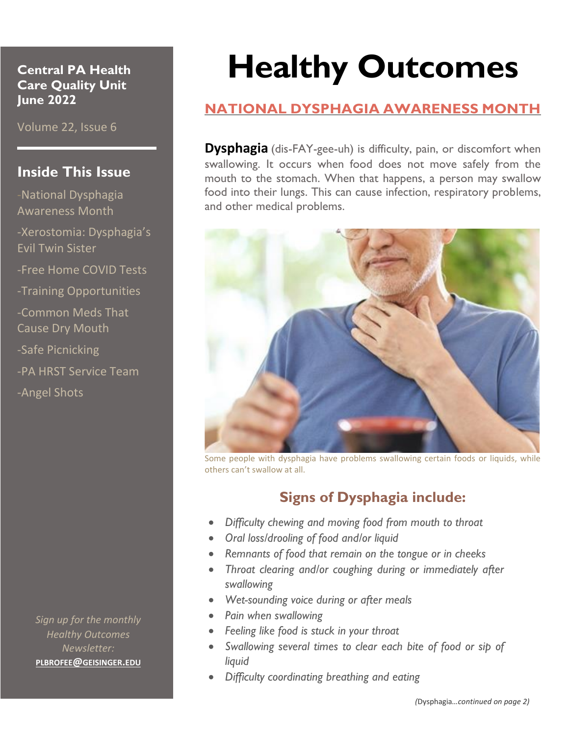**Central PA Health Care Quality Unit June 2022**

Volume 22, Issue 6

## Inside This Issue

- National Dysphagia Awareness Month
- Xerostomia: Dysphagia's Evil Twin Sister
- Free Home COVID Tests
- Training Opportunities
- Common Meds That Cause Dry Mouth
- Safe Picnicking
- PA HRST Service Team
- Angel Shots

*Sign up for the monthly Healthy Outcomes Newsletter:*
**PLBROFEE@GEISINGER.EDU**

# Healthy Outcomes

## NATIONAL DYSPHAGIA AWARENESS MONTH

**Dysphagia** (dis-FAY-gee-uh) is difficulty, pain, or discomfort when swallowing. It occurs when food does not move safely from the mouth to the stomach. When that happens, a person may swallow food into their lungs. This can cause infection, respiratory problems, and other medical problems.

Some people with dysphagia have problems swallowing certain foods or liquids, while others can't swallow at all.

### Signs of Dysphagia include:

- *Difficulty chewing and moving food from mouth to throat*
- *Oral loss/drooling of food and/or liquid*
- *Remnants of food that remain on the tongue or in cheeks*
- *Throat clearing and/or coughing during or immediately after swallowing*
- *Wet-sounding voice during or after meals*
- *Pain when swallowing*
- *Feeling like food is stuck in your throat*
- *Swallowing several times to clear each bite of food or sip of liquid*
- *Difficulty coordinating breathing and eating*

*(Dysphagia…continued on page 2)*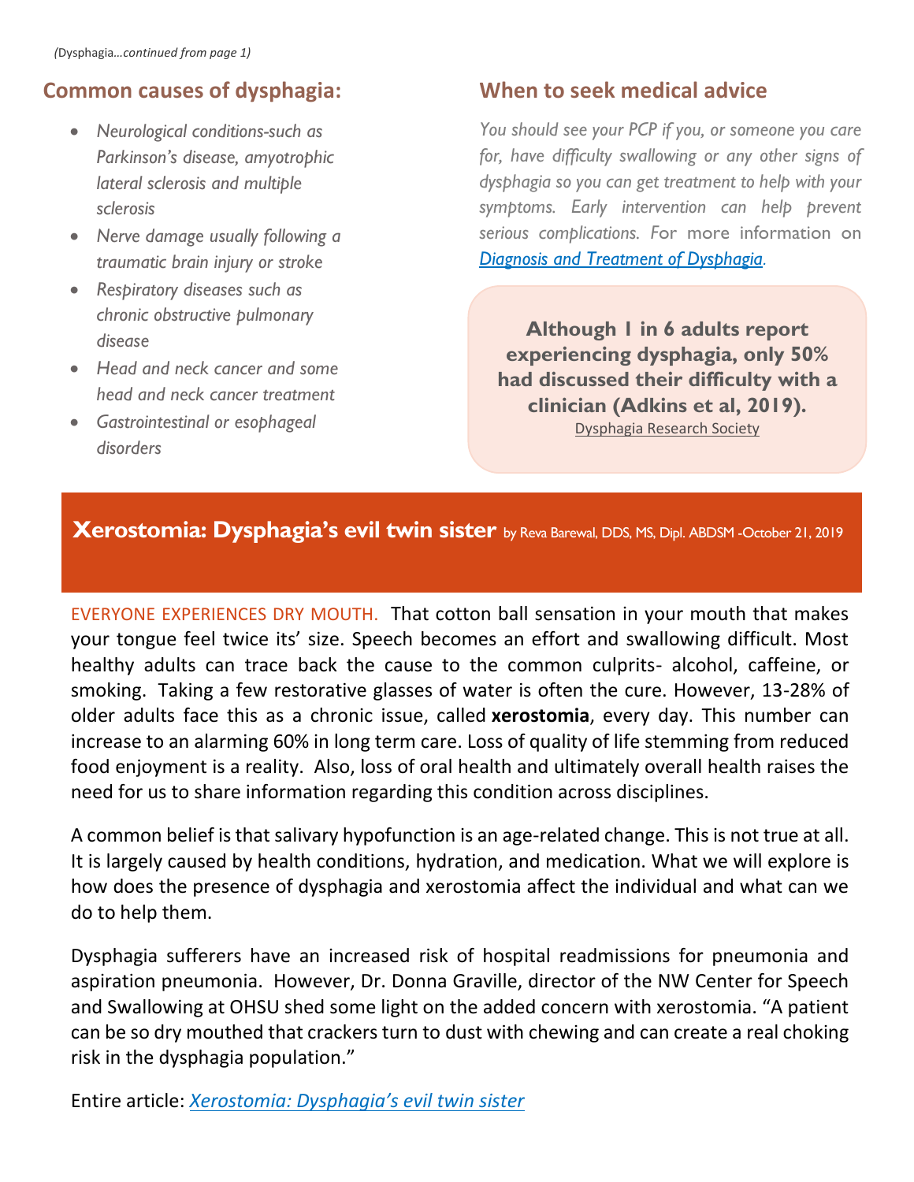*(Dysphagia…continued from page 1)*

## Common causes of dysphagia:

- *Neurological conditions-such as Parkinson's disease, amyotrophic lateral sclerosis and multiple sclerosis*
- *Nerve damage usually following a traumatic brain injury or stroke*
- *Respiratory diseases such as chronic obstructive pulmonary disease*
- *Head and neck cancer and some head and neck cancer treatment*
- *Gastrointestinal or esophageal disorders*

## When to seek medical advice

*You should see your PCP if you, or someone you care for, have difficulty swallowing or any other signs of dysphagia so you can get treatment to help with your symptoms. Early intervention can help prevent serious complications.* For more information on *[Diagnosis and Treatment of Dysphagia](#).*

**Although 1 in 6 adults report experiencing dysphagia, only 50% had discussed their difficulty with a clinician (Adkins et al, 2019).**

[Dysphagia Research Society](#)

## Xerostomia: Dysphagia's evil twin sister by Reva Barewal, DDS, MS, Dipl. ABDSM -October 21, 2019

EVERYONE EXPERIENCES DRY MOUTH. That cotton ball sensation in your mouth that makes your tongue feel twice its' size. Speech becomes an effort and swallowing difficult. Most healthy adults can trace back the cause to the common culprits- alcohol, caffeine, or smoking. Taking a few restorative glasses of water is often the cure. However, 13-28% of older adults face this as a chronic issue, called **xerostomia**, every day. This number can increase to an alarming 60% in long term care. Loss of quality of life stemming from reduced food enjoyment is a reality. Also, loss of oral health and ultimately overall health raises the need for us to share information regarding this condition across disciplines.

A common belief is that salivary hypofunction is an age-related change. This is not true at all. It is largely caused by health conditions, hydration, and medication. What we will explore is how does the presence of dysphagia and xerostomia affect the individual and what can we do to help them.

Dysphagia sufferers have an increased risk of hospital readmissions for pneumonia and aspiration pneumonia. However, Dr. Donna Graville, director of the NW Center for Speech and Swallowing at OHSU shed some light on the added concern with xerostomia. "A patient can be so dry mouthed that crackers turn to dust with chewing and can create a real choking risk in the dysphagia population."

Entire article: *[Xerostomia: Dysphagia's evil twin sister](#)*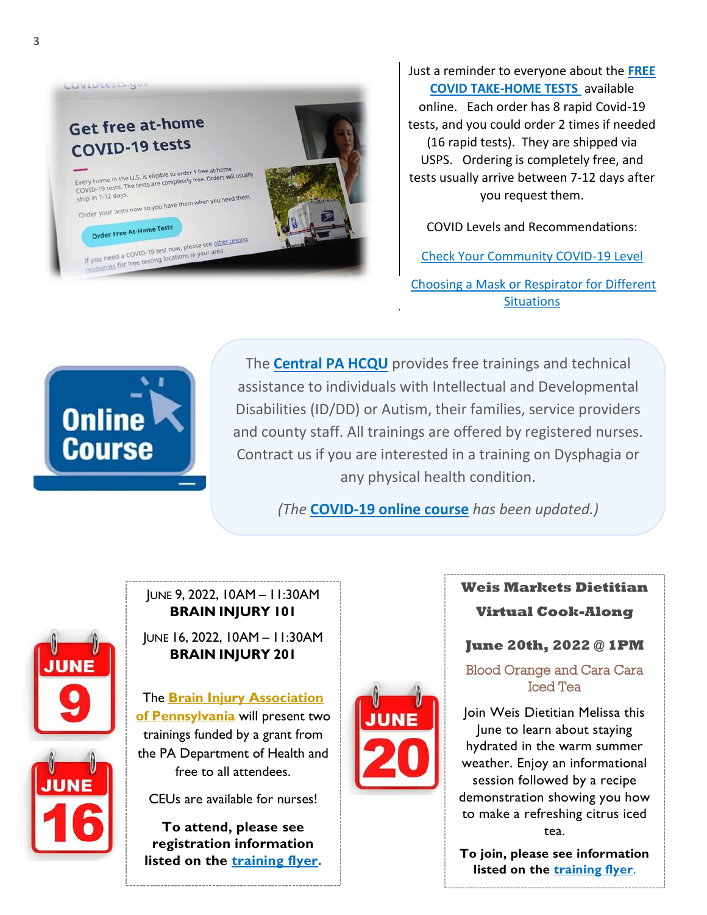Just a reminder to everyone about the **FREE COVID TAKE-HOME TESTS** available online. Each order has 8 rapid Covid-19 tests, and you could order 2 times if needed (16 rapid tests). They are shipped via USPS. Ordering is completely free, and tests usually arrive between 7-12 days after you request them.

COVID Levels and Recommendations:

Check Your Community COVID-19 Level

Choosing a Mask or Respirator for Different Situations

The **Central PA HCQU** provides free trainings and technical assistance to individuals with Intellectual and Developmental Disabilities (ID/DD) or Autism, their families, service providers and county staff. All trainings are offered by registered nurses. Contract us if you are interested in a training on Dysphagia or any physical health condition.

*(The* **COVID-19 online course** *has been updated.)*

JUNE 9, 2022, 10AM – 11:30AM
**BRAIN INJURY 101**

JUNE 16, 2022, 10AM – 11:30AM
**BRAIN INJURY 201**

The **Brain Injury Association of Pennsylvania** will present two trainings funded by a grant from the PA Department of Health and free to all attendees.

CEUs are available for nurses!

**To attend, please see registration information listed on the training flyer.**

**Weis Markets Dietitian Virtual Cook-Along**

**June 20th, 2022 @ 1PM**

Blood Orange and Cara Cara Iced Tea

Join Weis Dietitian Melissa this June to learn about staying hydrated in the warm summer weather. Enjoy an informational session followed by a recipe demonstration showing you how to make a refreshing citrus iced tea.

**To join, please see information listed on the training flyer.**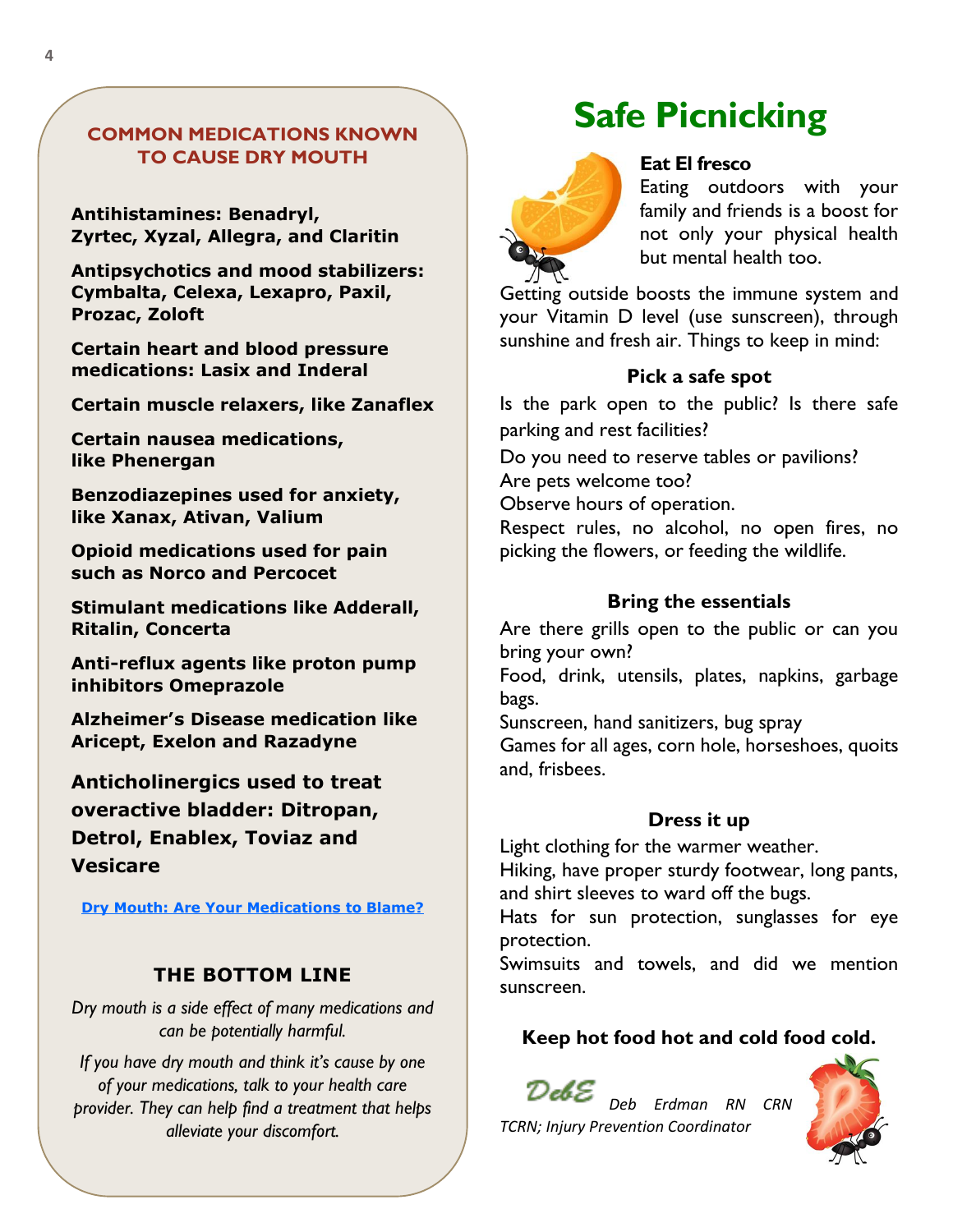## COMMON MEDICATIONS KNOWN TO CAUSE DRY MOUTH

**Antihistamines: Benadryl, Zyrtec, Xyzal, Allegra, and Claritin**

**Antipsychotics and mood stabilizers: Cymbalta, Celexa, Lexapro, Paxil, Prozac, Zoloft**

**Certain heart and blood pressure medications: Lasix and Inderal**

**Certain muscle relaxers, like Zanaflex**

**Certain nausea medications, like Phenergan**

**Benzodiazepines used for anxiety, like Xanax, Ativan, Valium**

**Opioid medications used for pain such as Norco and Percocet**

**Stimulant medications like Adderall, Ritalin, Concerta**

**Anti-reflux agents like proton pump inhibitors Omeprazole**

**Alzheimer's Disease medication like Aricept, Exelon and Razadyne**

**Anticholinergics used to treat overactive bladder: Ditropan, Detrol, Enablex, Toviaz and Vesicare**

[Dry Mouth: Are Your Medications to Blame?]

### THE BOTTOM LINE

*Dry mouth is a side effect of many medications and can be potentially harmful.*

*If you have dry mouth and think it's cause by one of your medications, talk to your health care provider. They can help find a treatment that helps alleviate your discomfort.*

# Safe Picnicking

**Eat El fresco**

Eating outdoors with your family and friends is a boost for not only your physical health but mental health too.

Getting outside boosts the immune system and your Vitamin D level (use sunscreen), through sunshine and fresh air. Things to keep in mind:

**Pick a safe spot**

Is the park open to the public? Is there safe parking and rest facilities?
Do you need to reserve tables or pavilions?
Are pets welcome too?
Observe hours of operation.
Respect rules, no alcohol, no open fires, no picking the flowers, or feeding the wildlife.

**Bring the essentials**

Are there grills open to the public or can you bring your own?
Food, drink, utensils, plates, napkins, garbage bags.
Sunscreen, hand sanitizers, bug spray
Games for all ages, corn hole, horseshoes, quoits and, frisbees.

**Dress it up**

Light clothing for the warmer weather.
Hiking, have proper sturdy footwear, long pants, and shirt sleeves to ward off the bugs.
Hats for sun protection, sunglasses for eye protection.
Swimsuits and towels, and did we mention sunscreen.

**Keep hot food hot and cold food cold.**

DebE *Deb Erdman RN CRN TCRN; Injury Prevention Coordinator*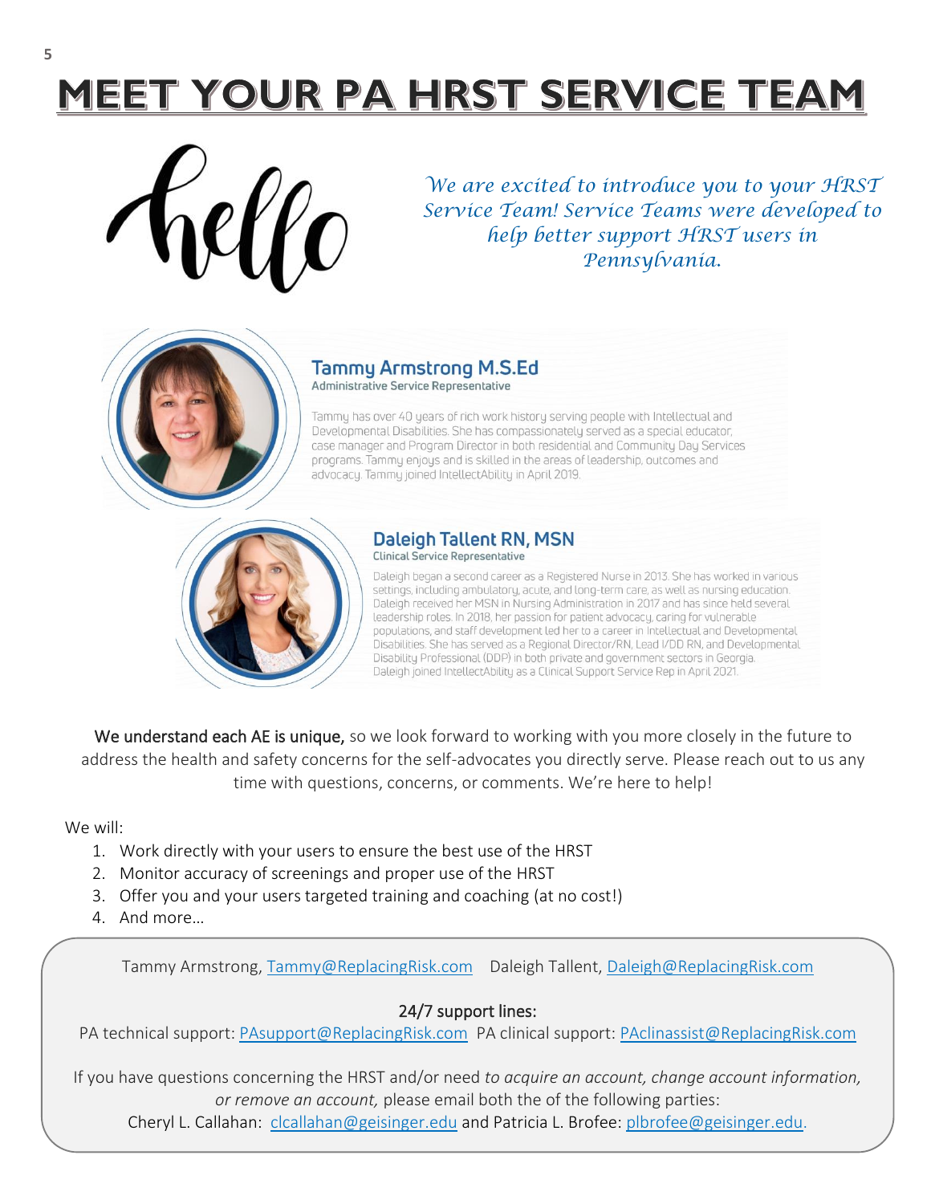# MEET YOUR PA HRST SERVICE TEAM

hello

*We are excited to introduce you to your HRST Service Team! Service Teams were developed to help better support HRST users in Pennsylvania.*

## Tammy Armstrong M.S.Ed

Administrative Service Representative

Tammy has over 40 years of rich work history serving people with Intellectual and Developmental Disabilities. She has compassionately served as a special educator, case manager and Program Director in both residential and Community Day Services programs. Tammy enjoys and is skilled in the areas of leadership, outcomes and advocacy. Tammy joined IntellectAbility in April 2019.

## Daleigh Tallent RN, MSN

Clinical Service Representative

Daleigh began a second career as a Registered Nurse in 2013. She has worked in various settings, including ambulatory, acute, and long-term care, as well as nursing education. Daleigh received her MSN in Nursing Administration in 2017 and has since held several leadership roles. In 2018, her passion for patient advocacy, caring for vulnerable populations, and staff development led her to a career in Intellectual and Developmental Disabilities. She has served as a Regional Director/RN, Lead I/DD RN, and Developmental Disability Professional (DDP) in both private and government sectors in Georgia. Daleigh joined IntellectAbility as a Clinical Support Service Rep in April 2021.

We understand each AE is unique, so we look forward to working with you more closely in the future to address the health and safety concerns for the self-advocates you directly serve. Please reach out to us any time with questions, concerns, or comments. We're here to help!

We will:

1. Work directly with your users to ensure the best use of the HRST
2. Monitor accuracy of screenings and proper use of the HRST
3. Offer you and your users targeted training and coaching (at no cost!)
4. And more…

Tammy Armstrong, Tammy@ReplacingRisk.com Daleigh Tallent, Daleigh@ReplacingRisk.com

24/7 support lines:

PA technical support: PAsupport@ReplacingRisk.com PA clinical support: PAclinassist@ReplacingRisk.com

If you have questions concerning the HRST and/or need *to acquire an account, change account information, or remove an account,* please email both the of the following parties:
Cheryl L. Callahan: clcallahan@geisinger.edu and Patricia L. Brofee: plbrofee@geisinger.edu.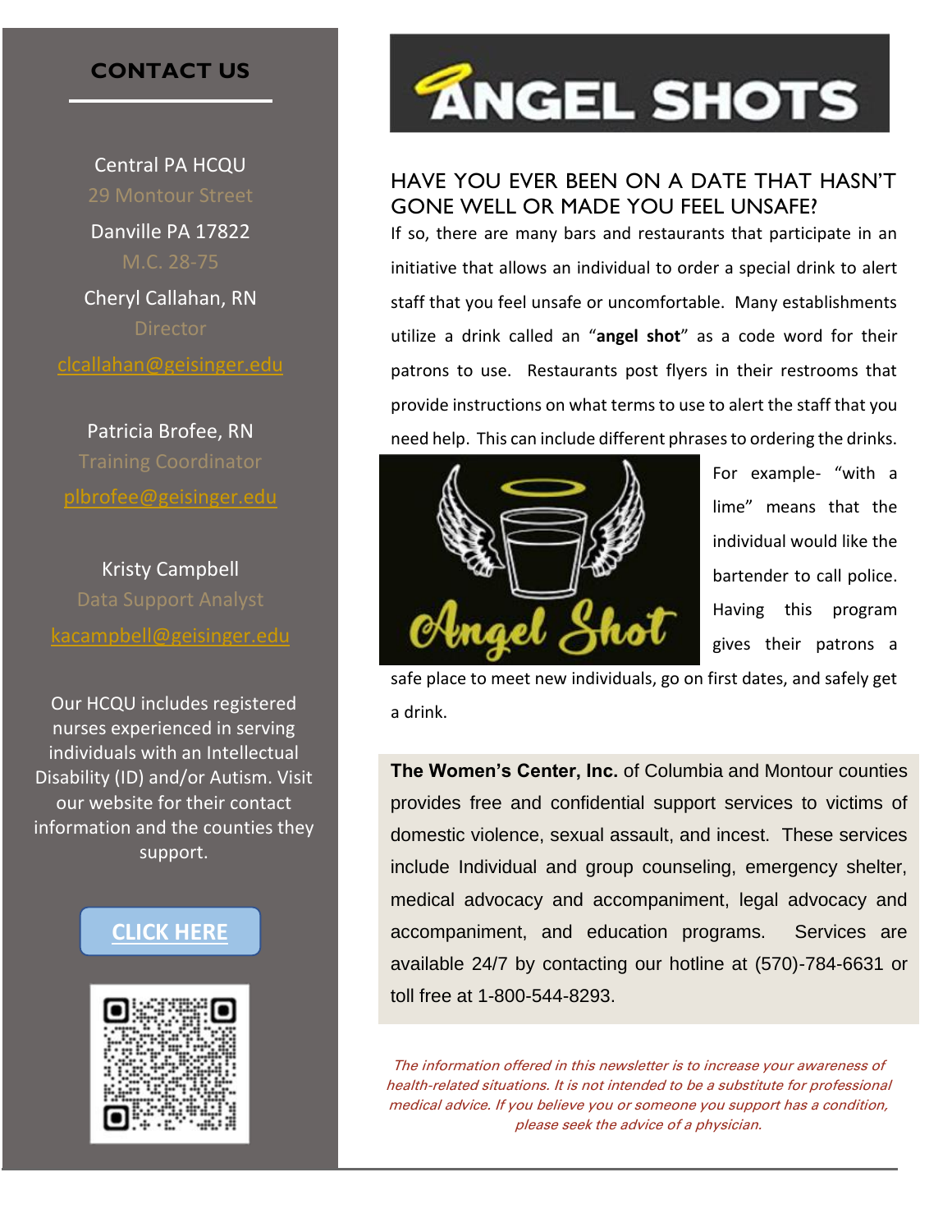## CONTACT US

Central PA HCQU

29 Montour Street

Danville PA 17822

M.C. 28-75

Cheryl Callahan, RN

Director

clcallahan@geisinger.edu

Patricia Brofee, RN

Training Coordinator

plbrofee@geisinger.edu

Kristy Campbell

Data Support Analyst

kacampbell@geisinger.edu

Our HCQU includes registered nurses experienced in serving individuals with an Intellectual Disability (ID) and/or Autism. Visit our website for their contact information and the counties they support.

**CLICK HERE**

# ANGEL SHOTS

## HAVE YOU EVER BEEN ON A DATE THAT HASN'T GONE WELL OR MADE YOU FEEL UNSAFE?

If so, there are many bars and restaurants that participate in an initiative that allows an individual to order a special drink to alert staff that you feel unsafe or uncomfortable. Many establishments utilize a drink called an "**angel shot**" as a code word for their patrons to use. Restaurants post flyers in their restrooms that provide instructions on what terms to use to alert the staff that you need help. This can include different phrases to ordering the drinks. For example- "with a lime" means that the individual would like the bartender to call police. Having this program gives their patrons a safe place to meet new individuals, go on first dates, and safely get a drink.

**The Women's Center, Inc.** of Columbia and Montour counties provides free and confidential support services to victims of domestic violence, sexual assault, and incest. These services include Individual and group counseling, emergency shelter, medical advocacy and accompaniment, legal advocacy and accompaniment, and education programs. Services are available 24/7 by contacting our hotline at (570)-784-6631 or toll free at 1-800-544-8293.

*The information offered in this newsletter is to increase your awareness of health-related situations. It is not intended to be a substitute for professional medical advice. If you believe you or someone you support has a condition, please seek the advice of a physician.*